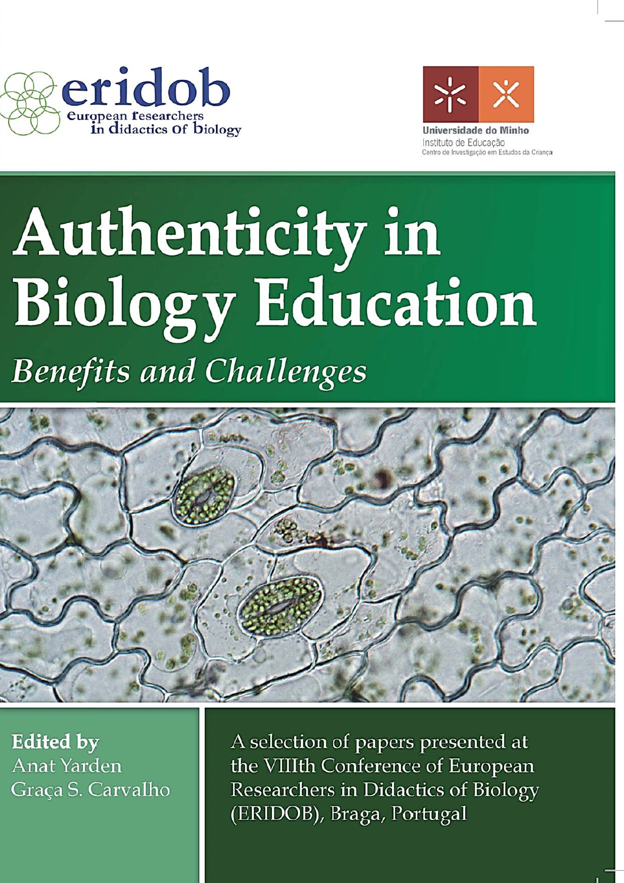eridob

european researchers in didactics of biology

Universidade do Minho

Instituto de Educação

Centro de Investigação em Estudos da Criança

# Authenticity in Biology Education

## *Benefits and Challenges*

**Edited by**

Anat Yarden

Graça S. Carvalho

A selection of papers presented at the VIIIth Conference of European Researchers in Didactics of Biology (ERIDOB), Braga, Portugal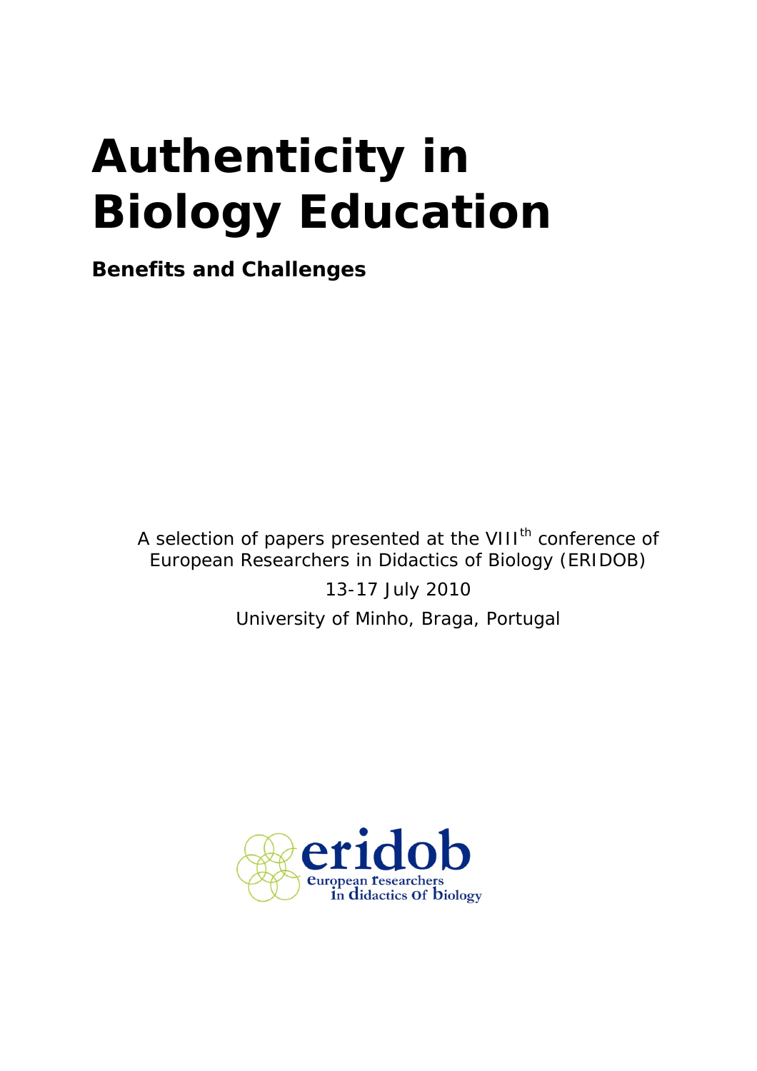# Authenticity in Biology Education

**Benefits and Challenges**

A selection of papers presented at the VIII$^{th}$ conference of European Researchers in Didactics of Biology (ERIDOB)

13-17 July 2010

University of Minho, Braga, Portugal

eridob

european researchers in didactics of biology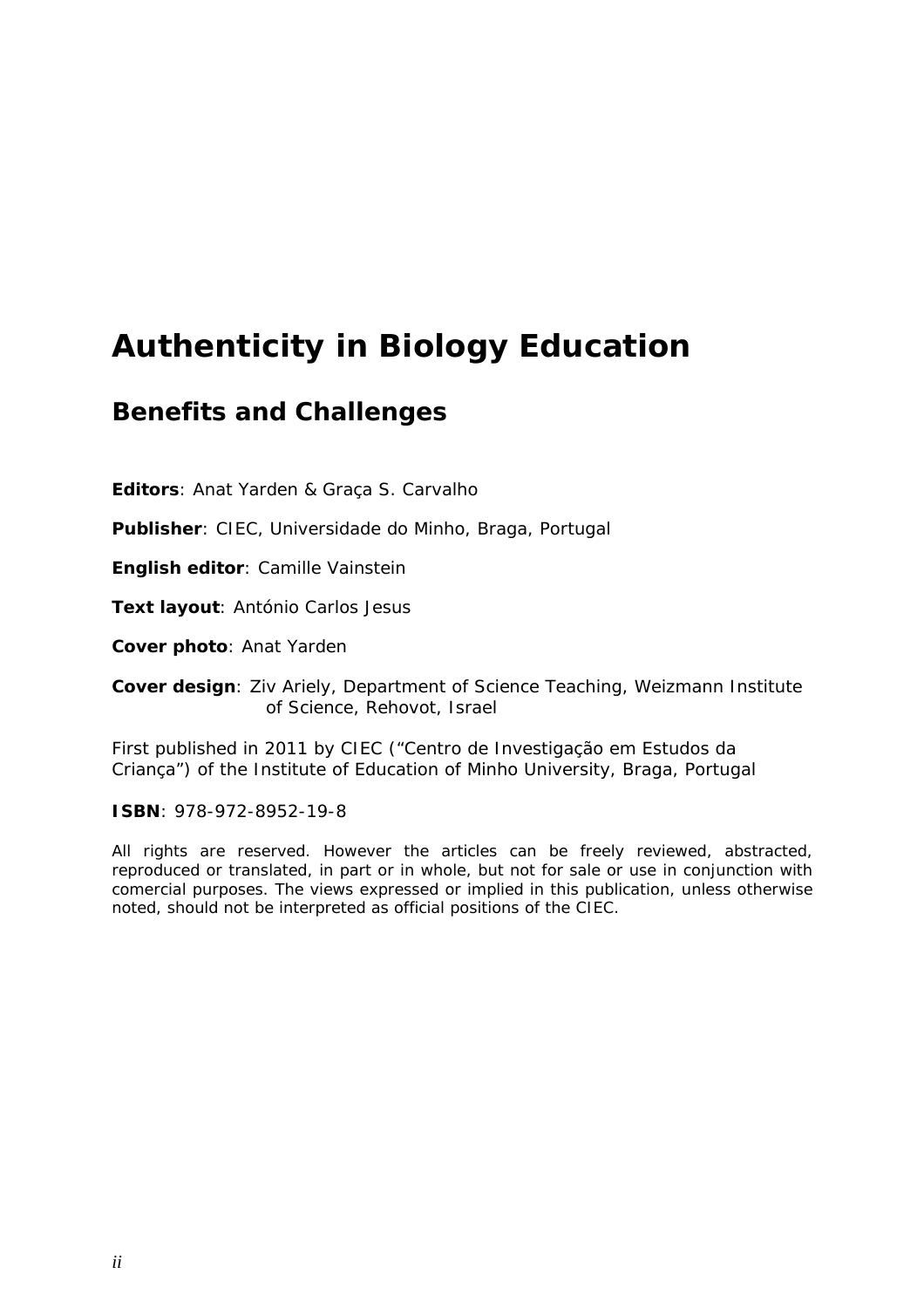# Authenticity in Biology Education

## Benefits and Challenges

**Editors**: Anat Yarden & Graça S. Carvalho

**Publisher**: CIEC, Universidade do Minho, Braga, Portugal

**English editor**: Camille Vainstein

**Text layout**: António Carlos Jesus

**Cover photo**: Anat Yarden

**Cover design**: Ziv Ariely, Department of Science Teaching, Weizmann Institute of Science, Rehovot, Israel

First published in 2011 by CIEC ("Centro de Investigação em Estudos da Criança") of the Institute of Education of Minho University, Braga, Portugal

**ISBN**: 978-972-8952-19-8

All rights are reserved. However the articles can be freely reviewed, abstracted, reproduced or translated, in part or in whole, but not for sale or use in conjunction with comercial purposes. The views expressed or implied in this publication, unless otherwise noted, should not be interpreted as official positions of the CIEC.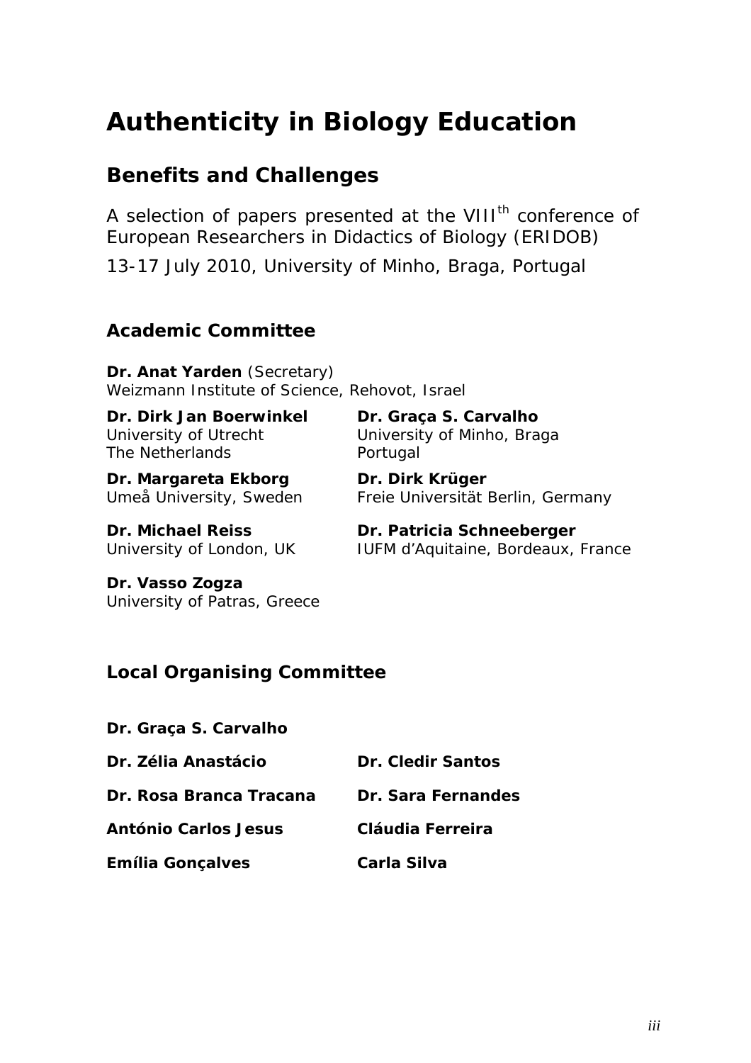# Authenticity in Biology Education

## Benefits and Challenges

A selection of papers presented at the VIII$^{th}$ conference of European Researchers in Didactics of Biology (ERIDOB)

13-17 July 2010, University of Minho, Braga, Portugal

### Academic Committee

**Dr. Anat Yarden** (Secretary)
Weizmann Institute of Science, Rehovot, Israel

**Dr. Dirk Jan Boerwinkel**
University of Utrecht
The Netherlands

**Dr. Graça S. Carvalho**
University of Minho, Braga
Portugal

**Dr. Margareta Ekborg**
Umeå University, Sweden

**Dr. Dirk Krüger**
Freie Universität Berlin, Germany

**Dr. Michael Reiss**
University of London, UK

**Dr. Patricia Schneeberger**
IUFM d'Aquitaine, Bordeaux, France

**Dr. Vasso Zogza**
University of Patras, Greece

### Local Organising Committee

**Dr. Graça S. Carvalho**

**Dr. Zélia Anastácio**

**Dr. Cledir Santos**

**Dr. Rosa Branca Tracana**

**Dr. Sara Fernandes**

**António Carlos Jesus**

**Cláudia Ferreira**

**Emília Gonçalves**

**Carla Silva**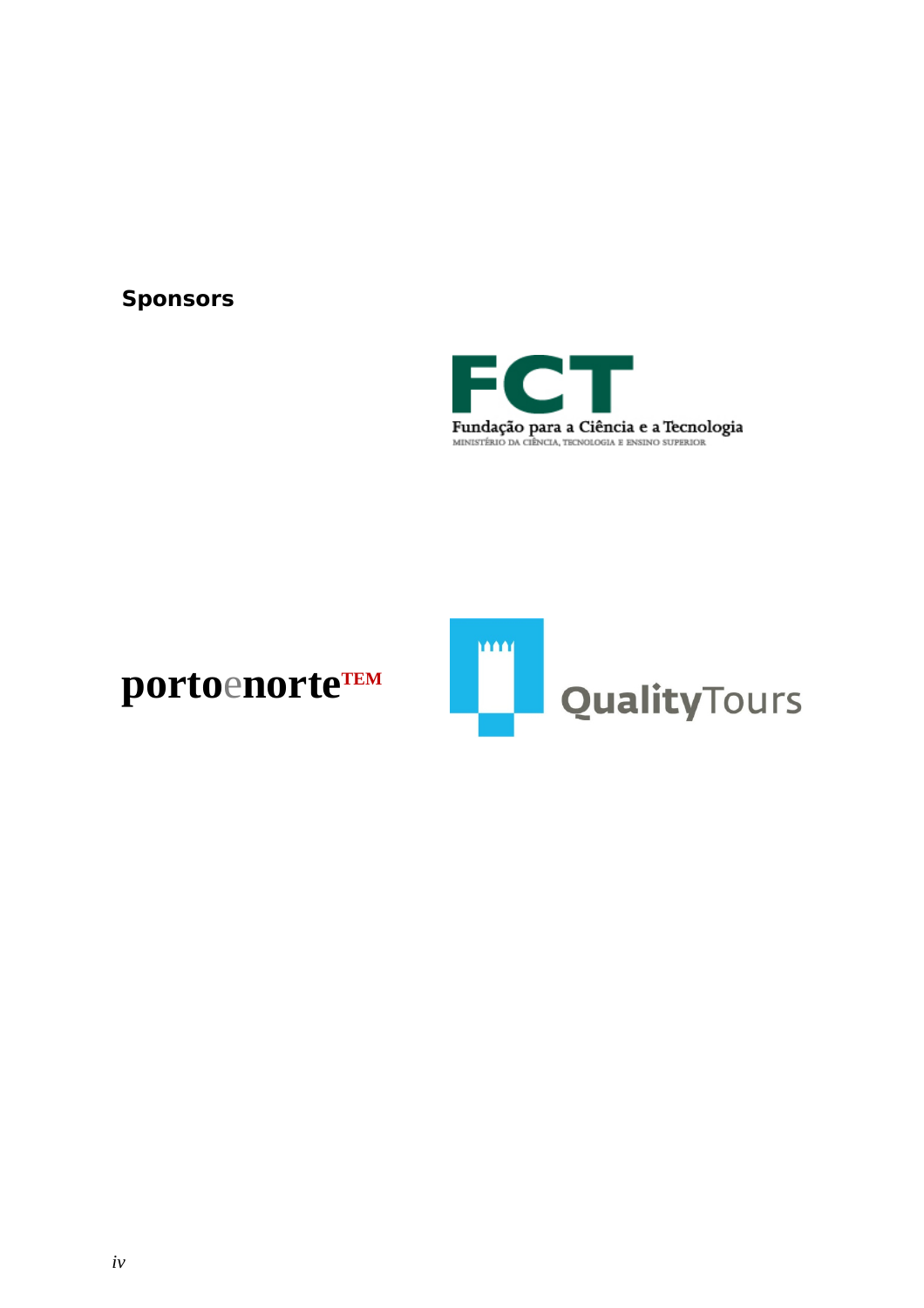## Sponsors

FCT

Fundação para a Ciência e a Tecnologia

MINISTÉRIO DA CIÊNCIA, TECNOLOGIA E ENSINO SUPERIOR

portoenorteTEM

QualityTours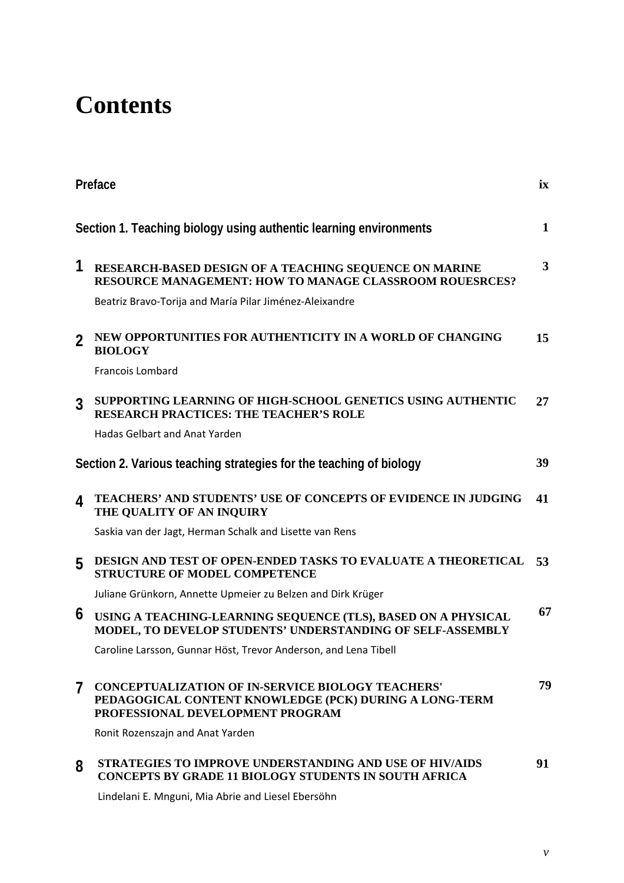# Contents

| | | |
|---|---|---|
| **Preface** | | **ix** |
| **Section 1. Teaching biology using authentic learning environments** | | **1** |
| **1** | **RESEARCH-BASED DESIGN OF A TEACHING SEQUENCE ON MARINE RESOURCE MANAGEMENT: HOW TO MANAGE CLASSROOM ROUESRCES?**<br>Beatriz Bravo-Torija and María Pilar Jiménez-Aleixandre | **3** |
| **2** | **NEW OPPORTUNITIES FOR AUTHENTICITY IN A WORLD OF CHANGING BIOLOGY**<br>Francois Lombard | **15** |
| **3** | **SUPPORTING LEARNING OF HIGH-SCHOOL GENETICS USING AUTHENTIC RESEARCH PRACTICES: THE TEACHER'S ROLE**<br>Hadas Gelbart and Anat Yarden | **27** |
| **Section 2. Various teaching strategies for the teaching of biology** | | **39** |
| **4** | **TEACHERS' AND STUDENTS' USE OF CONCEPTS OF EVIDENCE IN JUDGING THE QUALITY OF AN INQUIRY**<br>Saskia van der Jagt, Herman Schalk and Lisette van Rens | **41** |
| **5** | **DESIGN AND TEST OF OPEN-ENDED TASKS TO EVALUATE A THEORETICAL STRUCTURE OF MODEL COMPETENCE**<br>Juliane Grünkorn, Annette Upmeier zu Belzen and Dirk Krüger | **53** |
| **6** | **USING A TEACHING-LEARNING SEQUENCE (TLS), BASED ON A PHYSICAL MODEL, TO DEVELOP STUDENTS' UNDERSTANDING OF SELF-ASSEMBLY**<br>Caroline Larsson, Gunnar Höst, Trevor Anderson, and Lena Tibell | **67** |
| **7** | **CONCEPTUALIZATION OF IN-SERVICE BIOLOGY TEACHERS' PEDAGOGICAL CONTENT KNOWLEDGE (PCK) DURING A LONG-TERM PROFESSIONAL DEVELOPMENT PROGRAM**<br>Ronit Rozenszajn and Anat Yarden | **79** |
| **8** | **STRATEGIES TO IMPROVE UNDERSTANDING AND USE OF HIV/AIDS CONCEPTS BY GRADE 11 BIOLOGY STUDENTS IN SOUTH AFRICA**<br>Lindelani E. Mnguni, Mia Abrie and Liesel Ebersöhn | **91** |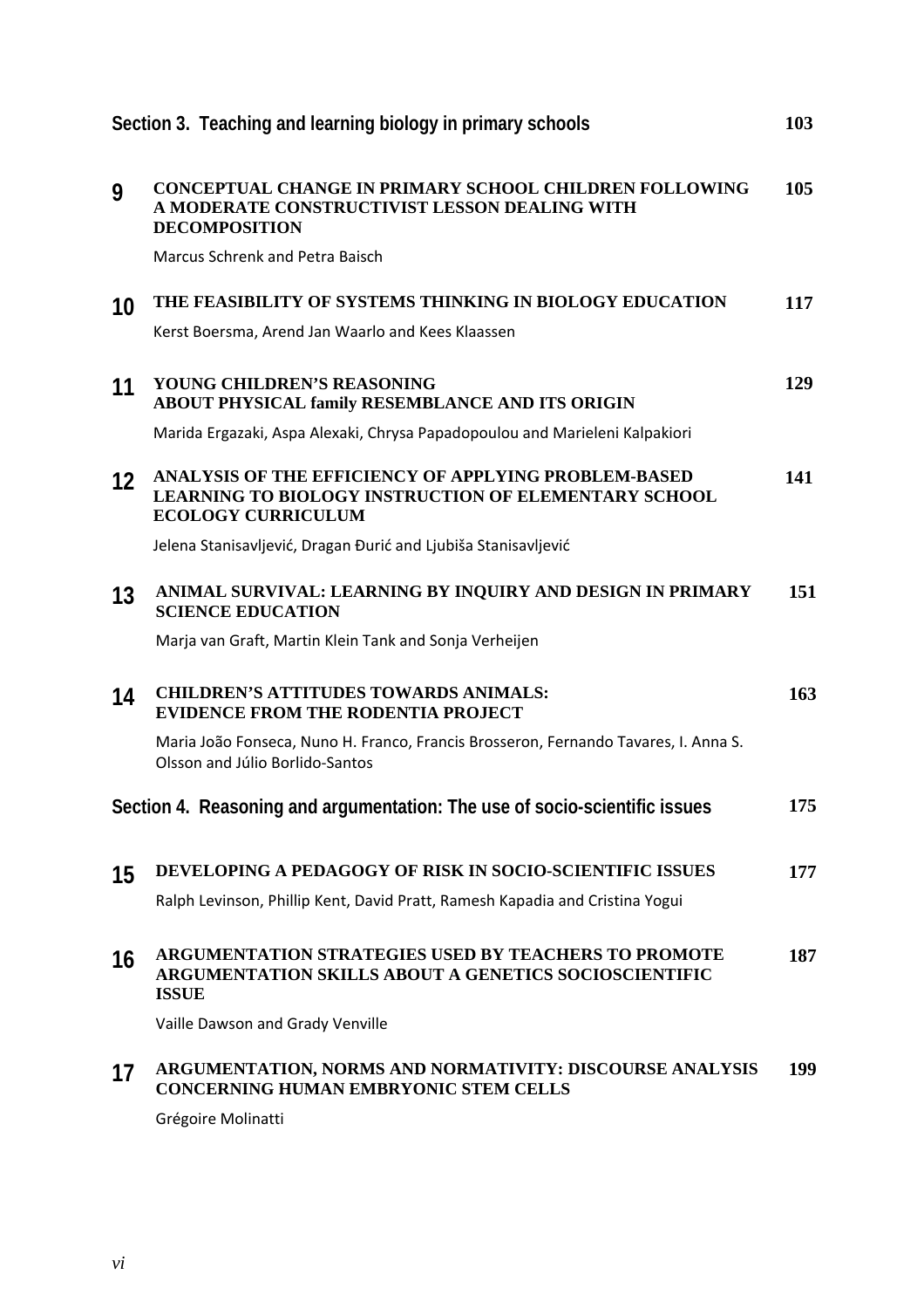## Section 3. Teaching and learning biology in primary schools — 103

**9** **CONCEPTUAL CHANGE IN PRIMARY SCHOOL CHILDREN FOLLOWING A MODERATE CONSTRUCTIVIST LESSON DEALING WITH DECOMPOSITION** — 105

Marcus Schrenk and Petra Baisch

**10** **THE FEASIBILITY OF SYSTEMS THINKING IN BIOLOGY EDUCATION** — 117

Kerst Boersma, Arend Jan Waarlo and Kees Klaassen

**11** **YOUNG CHILDREN'S REASONING ABOUT PHYSICAL family RESEMBLANCE AND ITS ORIGIN** — 129

Marida Ergazaki, Aspa Alexaki, Chrysa Papadopoulou and Marieleni Kalpakiori

**12** **ANALYSIS OF THE EFFICIENCY OF APPLYING PROBLEM-BASED LEARNING TO BIOLOGY INSTRUCTION OF ELEMENTARY SCHOOL ECOLOGY CURRICULUM** — 141

Jelena Stanisavljević, Dragan Đurić and Ljubiša Stanisavljević

**13** **ANIMAL SURVIVAL: LEARNING BY INQUIRY AND DESIGN IN PRIMARY SCIENCE EDUCATION** — 151

Marja van Graft, Martin Klein Tank and Sonja Verheijen

**14** **CHILDREN'S ATTITUDES TOWARDS ANIMALS: EVIDENCE FROM THE RODENTIA PROJECT** — 163

Maria João Fonseca, Nuno H. Franco, Francis Brosseron, Fernando Tavares, I. Anna S. Olsson and Júlio Borlido-Santos

## Section 4. Reasoning and argumentation: The use of socio-scientific issues — 175

**15** **DEVELOPING A PEDAGOGY OF RISK IN SOCIO-SCIENTIFIC ISSUES** — 177

Ralph Levinson, Phillip Kent, David Pratt, Ramesh Kapadia and Cristina Yogui

**16** **ARGUMENTATION STRATEGIES USED BY TEACHERS TO PROMOTE ARGUMENTATION SKILLS ABOUT A GENETICS SOCIOSCIENTIFIC ISSUE** — 187

Vaille Dawson and Grady Venville

**17** **ARGUMENTATION, NORMS AND NORMATIVITY: DISCOURSE ANALYSIS CONCERNING HUMAN EMBRYONIC STEM CELLS** — 199

Grégoire Molinatti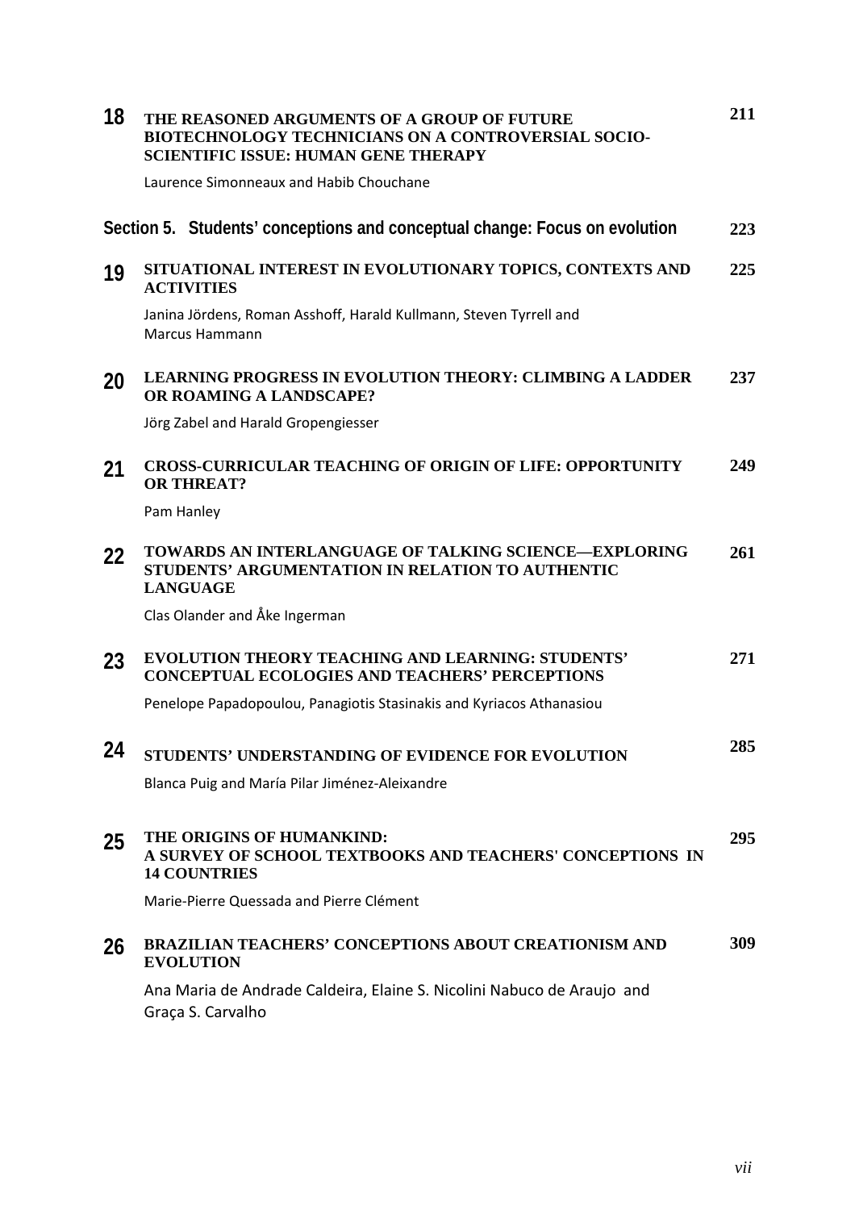**18** **THE REASONED ARGUMENTS OF A GROUP OF FUTURE BIOTECHNOLOGY TECHNICIANS ON A CONTROVERSIAL SOCIO-SCIENTIFIC ISSUE: HUMAN GENE THERAPY** **211**

Laurence Simonneaux and Habib Chouchane

## Section 5. Students' conceptions and conceptual change: Focus on evolution **223**

**19** **SITUATIONAL INTEREST IN EVOLUTIONARY TOPICS, CONTEXTS AND ACTIVITIES** **225**

Janina Jördens, Roman Asshoff, Harald Kullmann, Steven Tyrrell and Marcus Hammann

**20** **LEARNING PROGRESS IN EVOLUTION THEORY: CLIMBING A LADDER OR ROAMING A LANDSCAPE?** **237**

Jörg Zabel and Harald Gropengiesser

**21** **CROSS-CURRICULAR TEACHING OF ORIGIN OF LIFE: OPPORTUNITY OR THREAT?** **249**

Pam Hanley

**22** **TOWARDS AN INTERLANGUAGE OF TALKING SCIENCE—EXPLORING STUDENTS' ARGUMENTATION IN RELATION TO AUTHENTIC LANGUAGE** **261**

Clas Olander and Åke Ingerman

**23** **EVOLUTION THEORY TEACHING AND LEARNING: STUDENTS' CONCEPTUAL ECOLOGIES AND TEACHERS' PERCEPTIONS** **271**

Penelope Papadopoulou, Panagiotis Stasinakis and Kyriacos Athanasiou

**24** **STUDENTS' UNDERSTANDING OF EVIDENCE FOR EVOLUTION** **285**

Blanca Puig and María Pilar Jiménez-Aleixandre

**25** **THE ORIGINS OF HUMANKIND: A SURVEY OF SCHOOL TEXTBOOKS AND TEACHERS' CONCEPTIONS IN 14 COUNTRIES** **295**

Marie-Pierre Quessada and Pierre Clément

**26** **BRAZILIAN TEACHERS' CONCEPTIONS ABOUT CREATIONISM AND EVOLUTION** **309**

Ana Maria de Andrade Caldeira, Elaine S. Nicolini Nabuco de Araujo and Graça S. Carvalho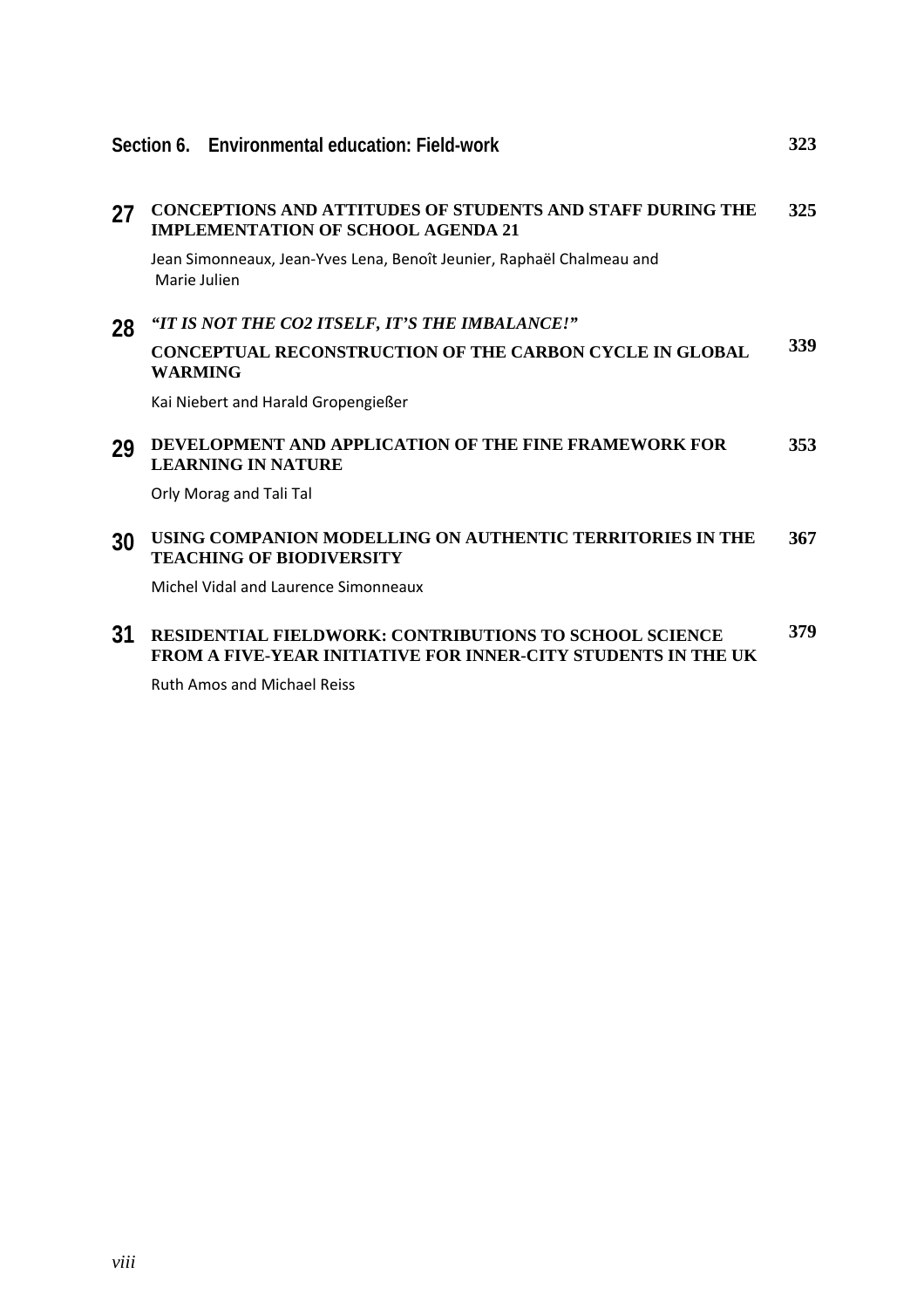## Section 6. Environmental education: Field-work — 323

**27 CONCEPTIONS AND ATTITUDES OF STUDENTS AND STAFF DURING THE IMPLEMENTATION OF SCHOOL AGENDA 21** — 325

Jean Simonneaux, Jean-Yves Lena, Benoît Jeunier, Raphaël Chalmeau and Marie Julien

**28 *"IT IS NOT THE CO2 ITSELF, IT'S THE IMBALANCE!"* CONCEPTUAL RECONSTRUCTION OF THE CARBON CYCLE IN GLOBAL WARMING** — 339

Kai Niebert and Harald Gropengießer

**29 DEVELOPMENT AND APPLICATION OF THE FINE FRAMEWORK FOR LEARNING IN NATURE** — 353

Orly Morag and Tali Tal

**30 USING COMPANION MODELLING ON AUTHENTIC TERRITORIES IN THE TEACHING OF BIODIVERSITY** — 367

Michel Vidal and Laurence Simonneaux

**31 RESIDENTIAL FIELDWORK: CONTRIBUTIONS TO SCHOOL SCIENCE FROM A FIVE-YEAR INITIATIVE FOR INNER-CITY STUDENTS IN THE UK** — 379

Ruth Amos and Michael Reiss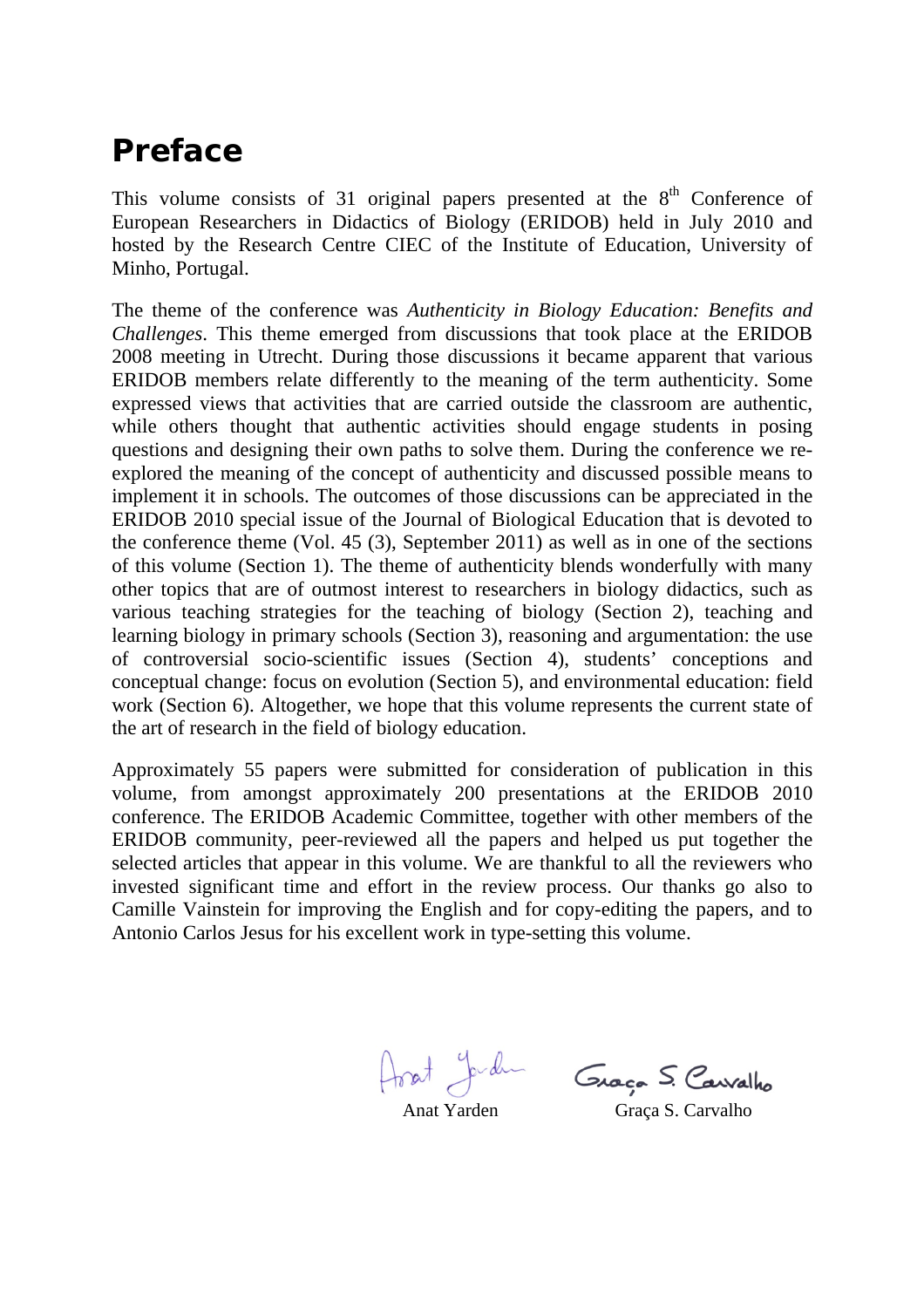# Preface

This volume consists of 31 original papers presented at the 8th Conference of European Researchers in Didactics of Biology (ERIDOB) held in July 2010 and hosted by the Research Centre CIEC of the Institute of Education, University of Minho, Portugal.

The theme of the conference was *Authenticity in Biology Education: Benefits and Challenges*. This theme emerged from discussions that took place at the ERIDOB 2008 meeting in Utrecht. During those discussions it became apparent that various ERIDOB members relate differently to the meaning of the term authenticity. Some expressed views that activities that are carried outside the classroom are authentic, while others thought that authentic activities should engage students in posing questions and designing their own paths to solve them. During the conference we re-explored the meaning of the concept of authenticity and discussed possible means to implement it in schools. The outcomes of those discussions can be appreciated in the ERIDOB 2010 special issue of the Journal of Biological Education that is devoted to the conference theme (Vol. 45 (3), September 2011) as well as in one of the sections of this volume (Section 1). The theme of authenticity blends wonderfully with many other topics that are of outmost interest to researchers in biology didactics, such as various teaching strategies for the teaching of biology (Section 2), teaching and learning biology in primary schools (Section 3), reasoning and argumentation: the use of controversial socio-scientific issues (Section 4), students' conceptions and conceptual change: focus on evolution (Section 5), and environmental education: field work (Section 6). Altogether, we hope that this volume represents the current state of the art of research in the field of biology education.

Approximately 55 papers were submitted for consideration of publication in this volume, from amongst approximately 200 presentations at the ERIDOB 2010 conference. The ERIDOB Academic Committee, together with other members of the ERIDOB community, peer-reviewed all the papers and helped us put together the selected articles that appear in this volume. We are thankful to all the reviewers who invested significant time and effort in the review process. Our thanks go also to Camille Vainstein for improving the English and for copy-editing the papers, and to Antonio Carlos Jesus for his excellent work in type-setting this volume.

Anat Yarden　　Graça S. Carvalho